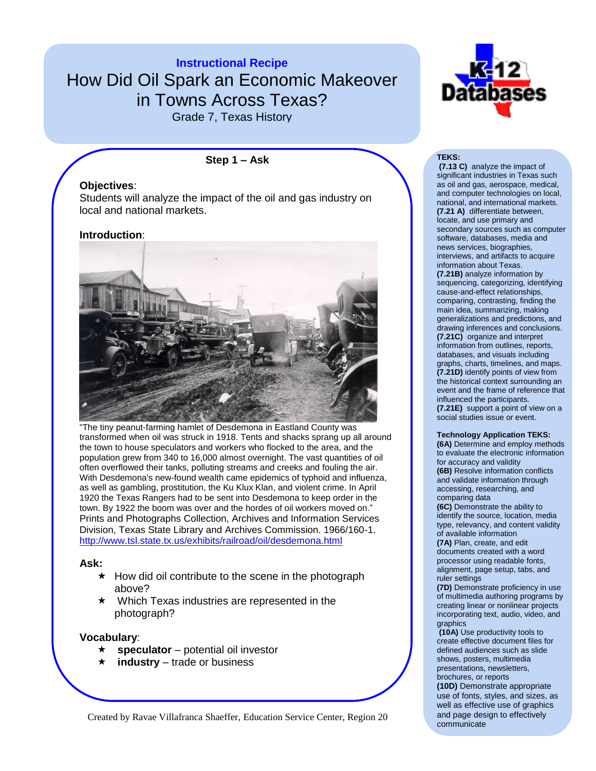**Instructional Recipe**

# How Did Oil Spark an Economic Makeover in Towns Across Texas?

Grade 7, Texas History

## Step 1 – Ask

### Objectives:

Students will analyze the impact of the oil and gas industry on local and national markets.

### Introduction:

"The tiny peanut-farming hamlet of Desdemona in Eastland County was transformed when oil was struck in 1918. Tents and shacks sprang up all around the town to house speculators and workers who flocked to the area, and the population grew from 340 to 16,000 almost overnight. The vast quantities of oil often overflowed their tanks, polluting streams and creeks and fouling the air. With Desdemona's new-found wealth came epidemics of typhoid and influenza, as well as gambling, prostitution, the Ku Klux Klan, and violent crime. In April 1920 the Texas Rangers had to be sent into Desdemona to keep order in the town. By 1922 the boom was over and the hordes of oil workers moved on." Prints and Photographs Collection, Archives and Information Services Division, Texas State Library and Archives Commission. 1966/160-1. http://www.tsl.state.tx.us/exhibits/railroad/oil/desdemona.html

### Ask:

- How did oil contribute to the scene in the photograph above?
- Which Texas industries are represented in the photograph?

### Vocabulary:

- **speculator** – potential oil investor
- **industry** – trade or business

Created by Ravae Villafranca Shaeffer, Education Service Center, Region 20

**TEKS:**

**(7.13 C)** analyze the impact of significant industries in Texas such as oil and gas, aerospace, medical, and computer technologies on local, national, and international markets.
**(7.21 A)** differentiate between, locate, and use primary and secondary sources such as computer software, databases, media and news services, biographies, interviews, and artifacts to acquire information about Texas.
**(7.21B)** analyze information by sequencing, categorizing, identifying cause-and-effect relationships, comparing, contrasting, finding the main idea, summarizing, making generalizations and predictions, and drawing inferences and conclusions.
**(7.21C)** organize and interpret information from outlines, reports, databases, and visuals including graphs, charts, timelines, and maps.
**(7.21D)** identify points of view from the historical context surrounding an event and the frame of reference that influenced the participants.
**(7.21E)** support a point of view on a social studies issue or event.

**Technology Application TEKS:**

**(6A)** Determine and employ methods to evaluate the electronic information for accuracy and validity
**(6B)** Resolve information conflicts and validate information through accessing, researching, and comparing data
**(6C)** Demonstrate the ability to identify the source, location, media type, relevancy, and content validity of available information
**(7A)** Plan, create, and edit documents created with a word processor using readable fonts, alignment, page setup, tabs, and ruler settings
**(7D)** Demonstrate proficiency in use of multimedia authoring programs by creating linear or nonlinear projects incorporating text, audio, video, and graphics
**(10A)** Use productivity tools to create effective document files for defined audiences such as slide shows, posters, multimedia presentations, newsletters, brochures, or reports
**(10D)** Demonstrate appropriate use of fonts, styles, and sizes, as well as effective use of graphics and page design to effectively communicate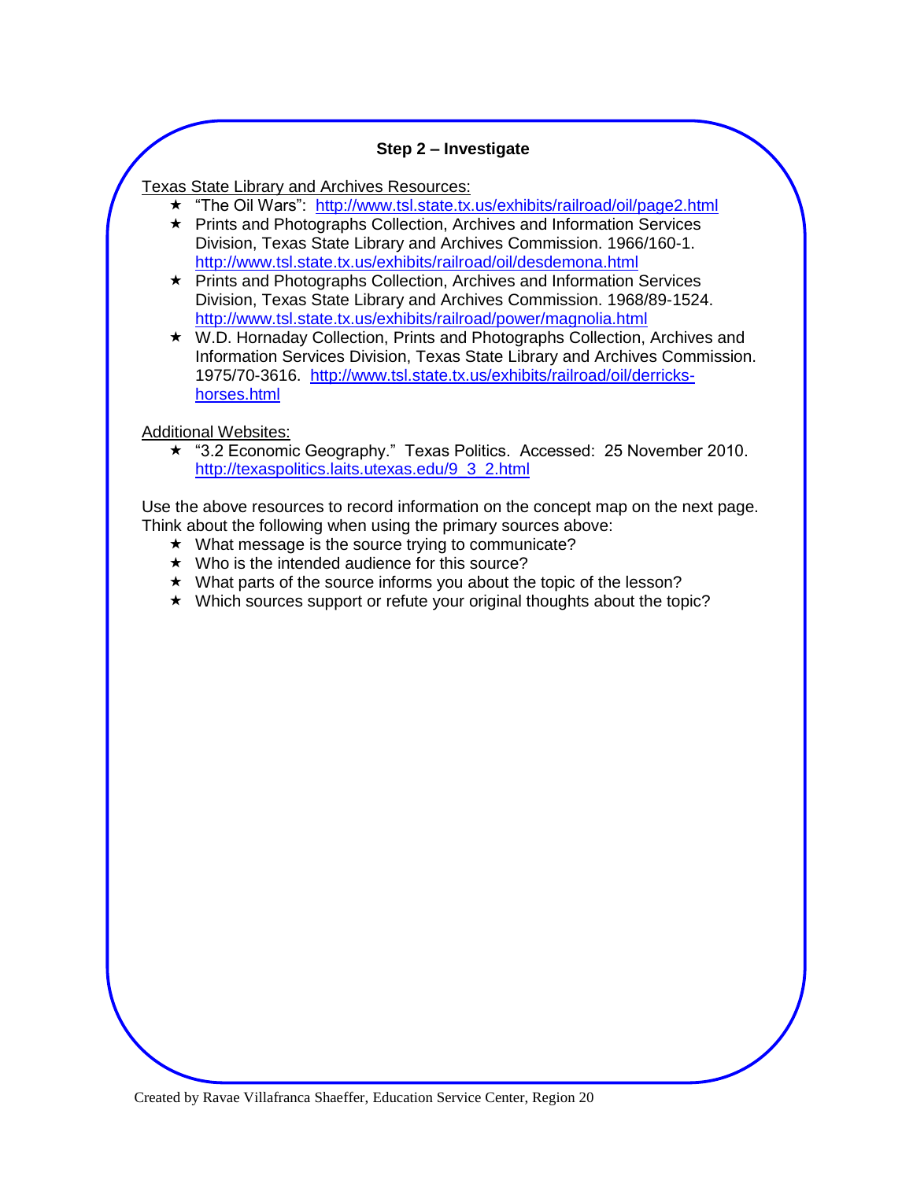## Step 2 – Investigate

Texas State Library and Archives Resources:

- "The Oil Wars": http://www.tsl.state.tx.us/exhibits/railroad/oil/page2.html
- Prints and Photographs Collection, Archives and Information Services Division, Texas State Library and Archives Commission. 1966/160-1. http://www.tsl.state.tx.us/exhibits/railroad/oil/desdemona.html
- Prints and Photographs Collection, Archives and Information Services Division, Texas State Library and Archives Commission. 1968/89-1524. http://www.tsl.state.tx.us/exhibits/railroad/power/magnolia.html
- W.D. Hornaday Collection, Prints and Photographs Collection, Archives and Information Services Division, Texas State Library and Archives Commission. 1975/70-3616. http://www.tsl.state.tx.us/exhibits/railroad/oil/derricks-horses.html

Additional Websites:

- "3.2 Economic Geography." Texas Politics. Accessed: 25 November 2010. http://texaspolitics.laits.utexas.edu/9_3_2.html

Use the above resources to record information on the concept map on the next page. Think about the following when using the primary sources above:

- What message is the source trying to communicate?
- Who is the intended audience for this source?
- What parts of the source informs you about the topic of the lesson?
- Which sources support or refute your original thoughts about the topic?

Created by Ravae Villafranca Shaeffer, Education Service Center, Region 20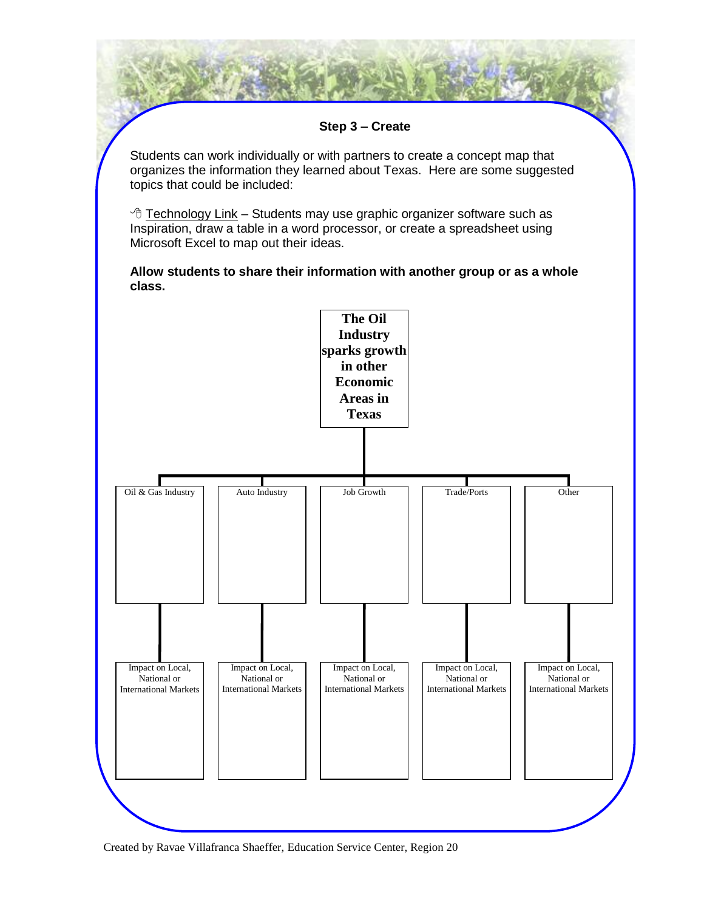### Step 3 – Create

Students can work individually or with partners to create a concept map that organizes the information they learned about Texas. Here are some suggested topics that could be included:

🖱 Technology Link – Students may use graphic organizer software such as Inspiration, draw a table in a word processor, or create a spreadsheet using Microsoft Excel to map out their ideas.

**Allow students to share their information with another group or as a whole class.**

**The Oil Industry sparks growth in other Economic Areas in Texas**

| Oil & Gas Industry | Auto Industry | Job Growth | Trade/Ports | Other |
|---|---|---|---|---|
| | | | | |
| Impact on Local, National or International Markets | Impact on Local, National or International Markets | Impact on Local, National or International Markets | Impact on Local, National or International Markets | Impact on Local, National or International Markets |

Created by Ravae Villafranca Shaeffer, Education Service Center, Region 20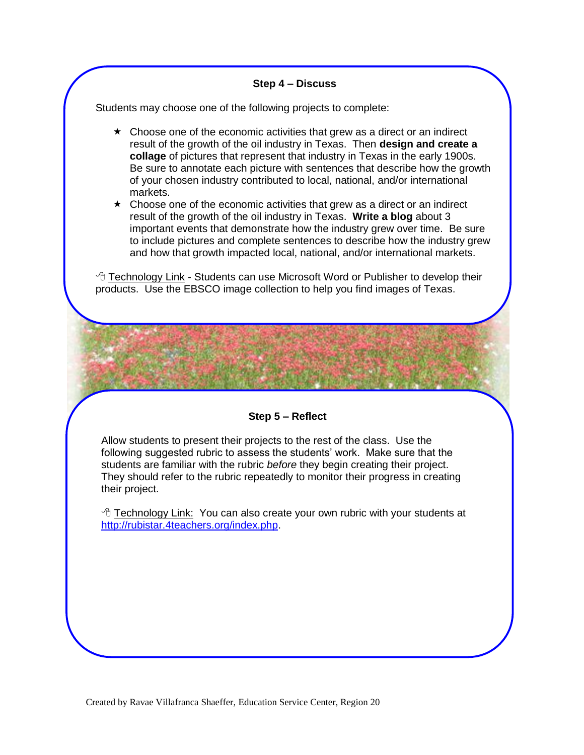### Step 4 – Discuss

Students may choose one of the following projects to complete:

- ★ Choose one of the economic activities that grew as a direct or an indirect result of the growth of the oil industry in Texas. Then **design and create a collage** of pictures that represent that industry in Texas in the early 1900s. Be sure to annotate each picture with sentences that describe how the growth of your chosen industry contributed to local, national, and/or international markets.
- ★ Choose one of the economic activities that grew as a direct or an indirect result of the growth of the oil industry in Texas. **Write a blog** about 3 important events that demonstrate how the industry grew over time. Be sure to include pictures and complete sentences to describe how the industry grew and how that growth impacted local, national, and/or international markets.

🖱 Technology Link - Students can use Microsoft Word or Publisher to develop their products. Use the EBSCO image collection to help you find images of Texas.

### Step 5 – Reflect

Allow students to present their projects to the rest of the class. Use the following suggested rubric to assess the students' work. Make sure that the students are familiar with the rubric *before* they begin creating their project. They should refer to the rubric repeatedly to monitor their progress in creating their project.

🖱 Technology Link: You can also create your own rubric with your students at http://rubistar.4teachers.org/index.php.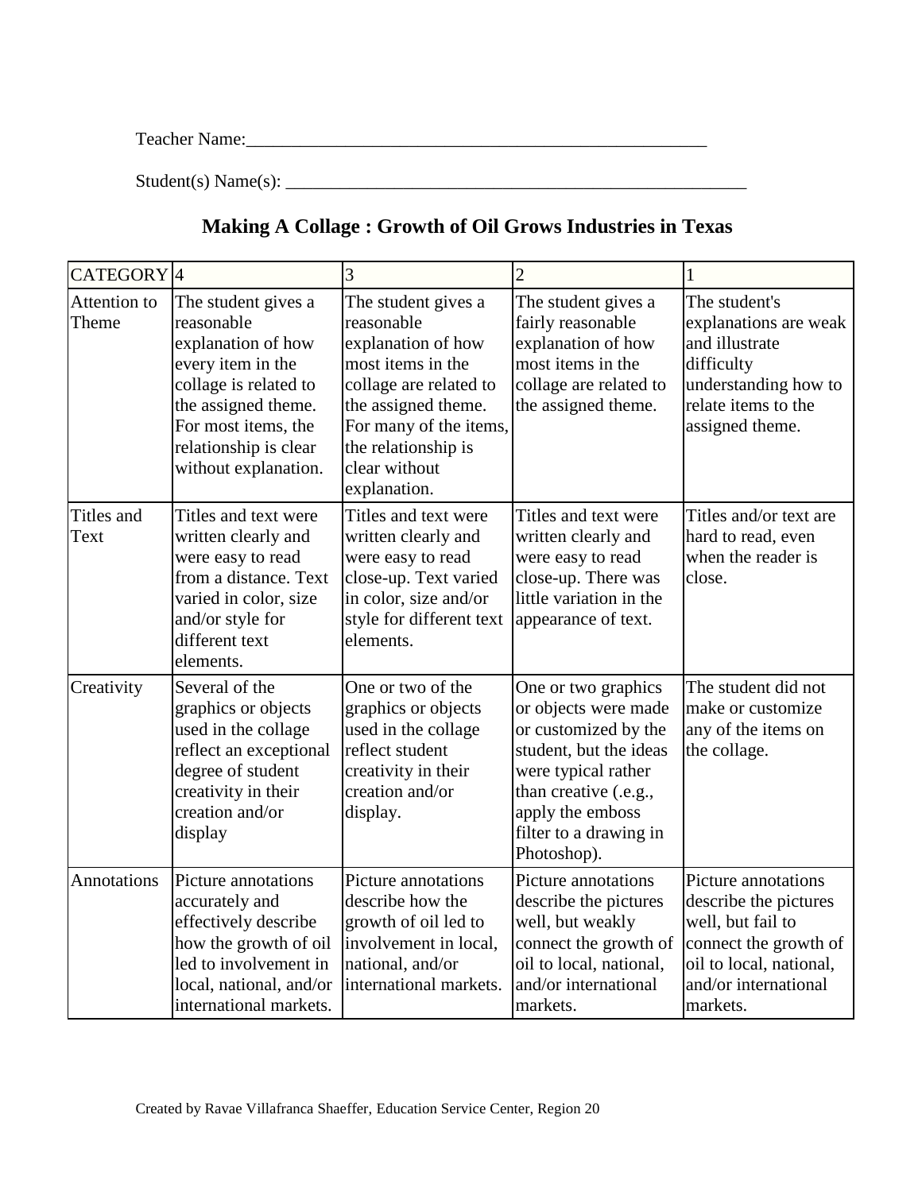Teacher Name:\_\_\_\_\_\_\_\_\_\_\_\_\_\_\_\_\_\_\_\_\_\_\_\_\_\_\_\_\_\_\_\_\_\_\_\_\_\_\_\_\_\_\_\_\_\_\_\_\_\_\_\_\_\_

Student(s) Name(s): \_\_\_\_\_\_\_\_\_\_\_\_\_\_\_\_\_\_\_\_\_\_\_\_\_\_\_\_\_\_\_\_\_\_\_\_\_\_\_\_\_\_\_\_\_\_\_\_\_\_\_\_\_\_

## Making A Collage : Growth of Oil Grows Industries in Texas

| CATEGORY | 4 | 3 | 2 | 1 |
|---|---|---|---|---|
| Attention to Theme | The student gives a reasonable explanation of how every item in the collage is related to the assigned theme. For most items, the relationship is clear without explanation. | The student gives a reasonable explanation of how most items in the collage are related to the assigned theme. For many of the items, the relationship is clear without explanation. | The student gives a fairly reasonable explanation of how most items in the collage are related to the assigned theme. | The student's explanations are weak and illustrate difficulty understanding how to relate items to the assigned theme. |
| Titles and Text | Titles and text were written clearly and were easy to read from a distance. Text varied in color, size and/or style for different text elements. | Titles and text were written clearly and were easy to read close-up. Text varied in color, size and/or style for different text elements. | Titles and text were written clearly and were easy to read close-up. There was little variation in the appearance of text. | Titles and/or text are hard to read, even when the reader is close. |
| Creativity | Several of the graphics or objects used in the collage reflect an exceptional degree of student creativity in their creation and/or display | One or two of the graphics or objects used in the collage reflect student creativity in their creation and/or display. | One or two graphics or objects were made or customized by the student, but the ideas were typical rather than creative (.e.g., apply the emboss filter to a drawing in Photoshop). | The student did not make or customize any of the items on the collage. |
| Annotations | Picture annotations accurately and effectively describe how the growth of oil led to involvement in local, national, and/or international markets. | Picture annotations describe how the growth of oil led to involvement in local, national, and/or international markets. | Picture annotations describe the pictures well, but weakly connect the growth of oil to local, national, and/or international markets. | Picture annotations describe the pictures well, but fail to connect the growth of oil to local, national, and/or international markets. |

Created by Ravae Villafranca Shaeffer, Education Service Center, Region 20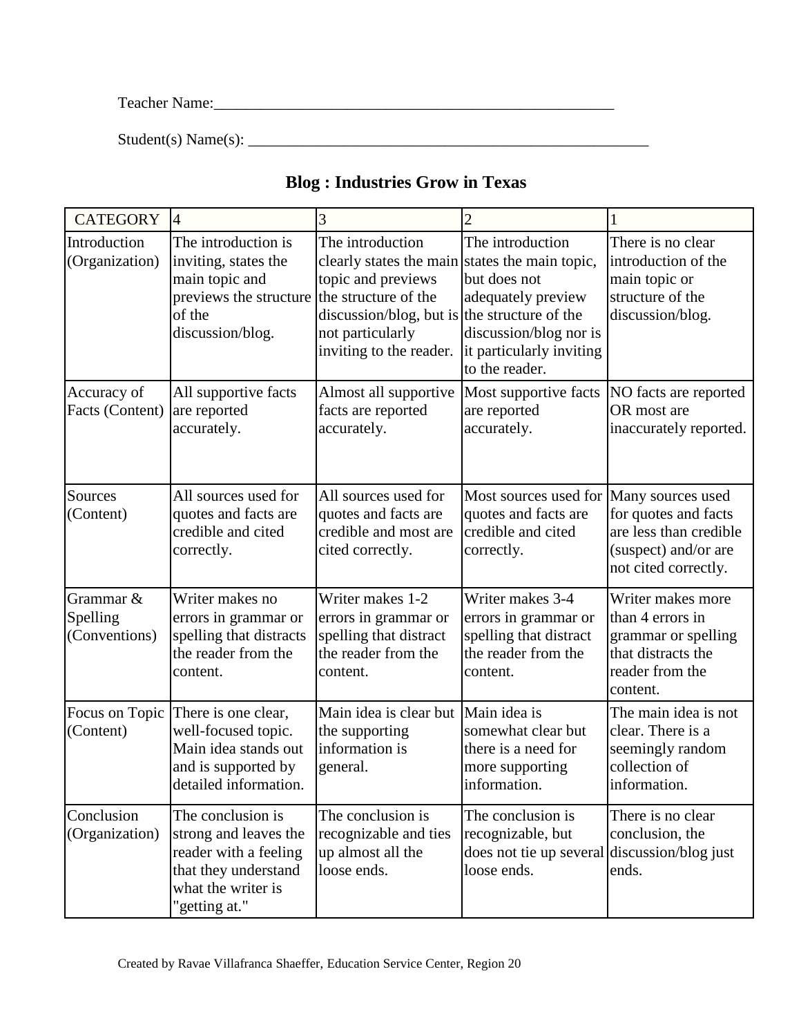Teacher Name:______________________________________________________

Student(s) Name(s): ______________________________________________________

## Blog : Industries Grow in Texas

| CATEGORY | 4 | 3 | 2 | 1 |
|---|---|---|---|---|
| Introduction (Organization) | The introduction is inviting, states the main topic and previews the structure of the discussion/blog. | The introduction clearly states the main topic and previews the structure of the discussion/blog, but is not particularly inviting to the reader. | The introduction states the main topic, but does not adequately preview the structure of the discussion/blog nor is it particularly inviting to the reader. | There is no clear introduction of the main topic or structure of the discussion/blog. |
| Accuracy of Facts (Content) | All supportive facts are reported accurately. | Almost all supportive facts are reported accurately. | Most supportive facts are reported accurately. | NO facts are reported OR most are inaccurately reported. |
| Sources (Content) | All sources used for quotes and facts are credible and cited correctly. | All sources used for quotes and facts are credible and most are cited correctly. | Most sources used for quotes and facts are credible and cited correctly. | Many sources used for quotes and facts are less than credible (suspect) and/or are not cited correctly. |
| Grammar & Spelling (Conventions) | Writer makes no errors in grammar or spelling that distracts the reader from the content. | Writer makes 1-2 errors in grammar or spelling that distract the reader from the content. | Writer makes 3-4 errors in grammar or spelling that distract the reader from the content. | Writer makes more than 4 errors in grammar or spelling that distracts the reader from the content. |
| Focus on Topic (Content) | There is one clear, well-focused topic. Main idea stands out and is supported by detailed information. | Main idea is clear but the supporting information is general. | Main idea is somewhat clear but there is a need for more supporting information. | The main idea is not clear. There is a seemingly random collection of information. |
| Conclusion (Organization) | The conclusion is strong and leaves the reader with a feeling that they understand what the writer is "getting at." | The conclusion is recognizable and ties up almost all the loose ends. | The conclusion is recognizable, but does not tie up several loose ends. | There is no clear conclusion, the discussion/blog just ends. |

Created by Ravae Villafranca Shaeffer, Education Service Center, Region 20